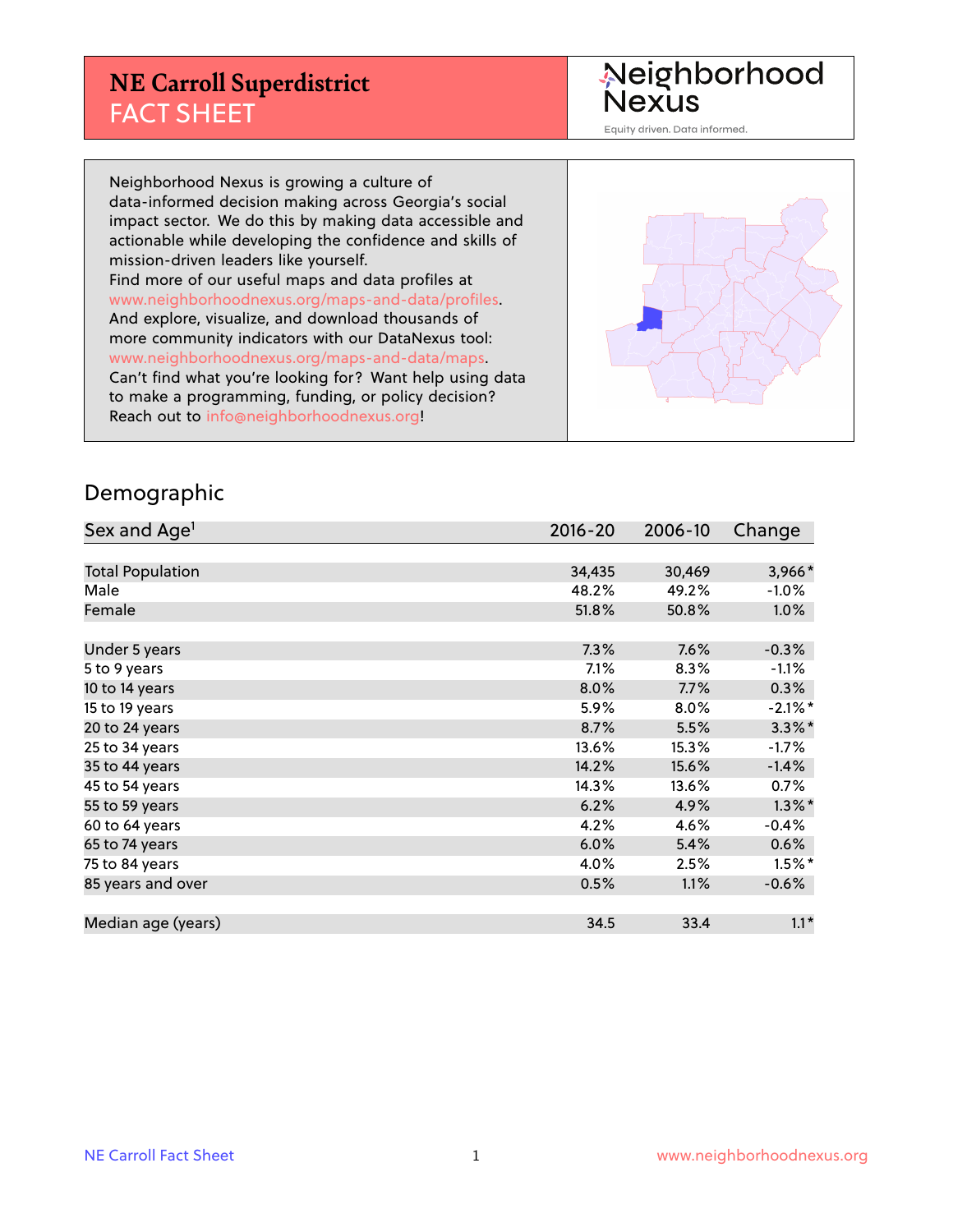# NE Carroll Superdistrict
## FACT SHEET

Neighborhood Nexus

Equity driven. Data informed.

Neighborhood Nexus is growing a culture of data-informed decision making across Georgia's social impact sector. We do this by making data accessible and actionable while developing the confidence and skills of mission-driven leaders like yourself.
Find more of our useful maps and data profiles at www.neighborhoodnexus.org/maps-and-data/profiles.
And explore, visualize, and download thousands of more community indicators with our DataNexus tool: www.neighborhoodnexus.org/maps-and-data/maps.
Can't find what you're looking for? Want help using data to make a programming, funding, or policy decision?
Reach out to info@neighborhoodnexus.org!

## Demographic

| Sex and Age[1] | 2016-20 | 2006-10 | Change |
|---|---|---|---|
| Total Population | 34,435 | 30,469 | 3,966* |
| Male | 48.2% | 49.2% | -1.0% |
| Female | 51.8% | 50.8% | 1.0% |
| | | | |
| Under 5 years | 7.3% | 7.6% | -0.3% |
| 5 to 9 years | 7.1% | 8.3% | -1.1% |
| 10 to 14 years | 8.0% | 7.7% | 0.3% |
| 15 to 19 years | 5.9% | 8.0% | -2.1%* |
| 20 to 24 years | 8.7% | 5.5% | 3.3%* |
| 25 to 34 years | 13.6% | 15.3% | -1.7% |
| 35 to 44 years | 14.2% | 15.6% | -1.4% |
| 45 to 54 years | 14.3% | 13.6% | 0.7% |
| 55 to 59 years | 6.2% | 4.9% | 1.3%* |
| 60 to 64 years | 4.2% | 4.6% | -0.4% |
| 65 to 74 years | 6.0% | 5.4% | 0.6% |
| 75 to 84 years | 4.0% | 2.5% | 1.5%* |
| 85 years and over | 0.5% | 1.1% | -0.6% |
| | | | |
| Median age (years) | 34.5 | 33.4 | 1.1* |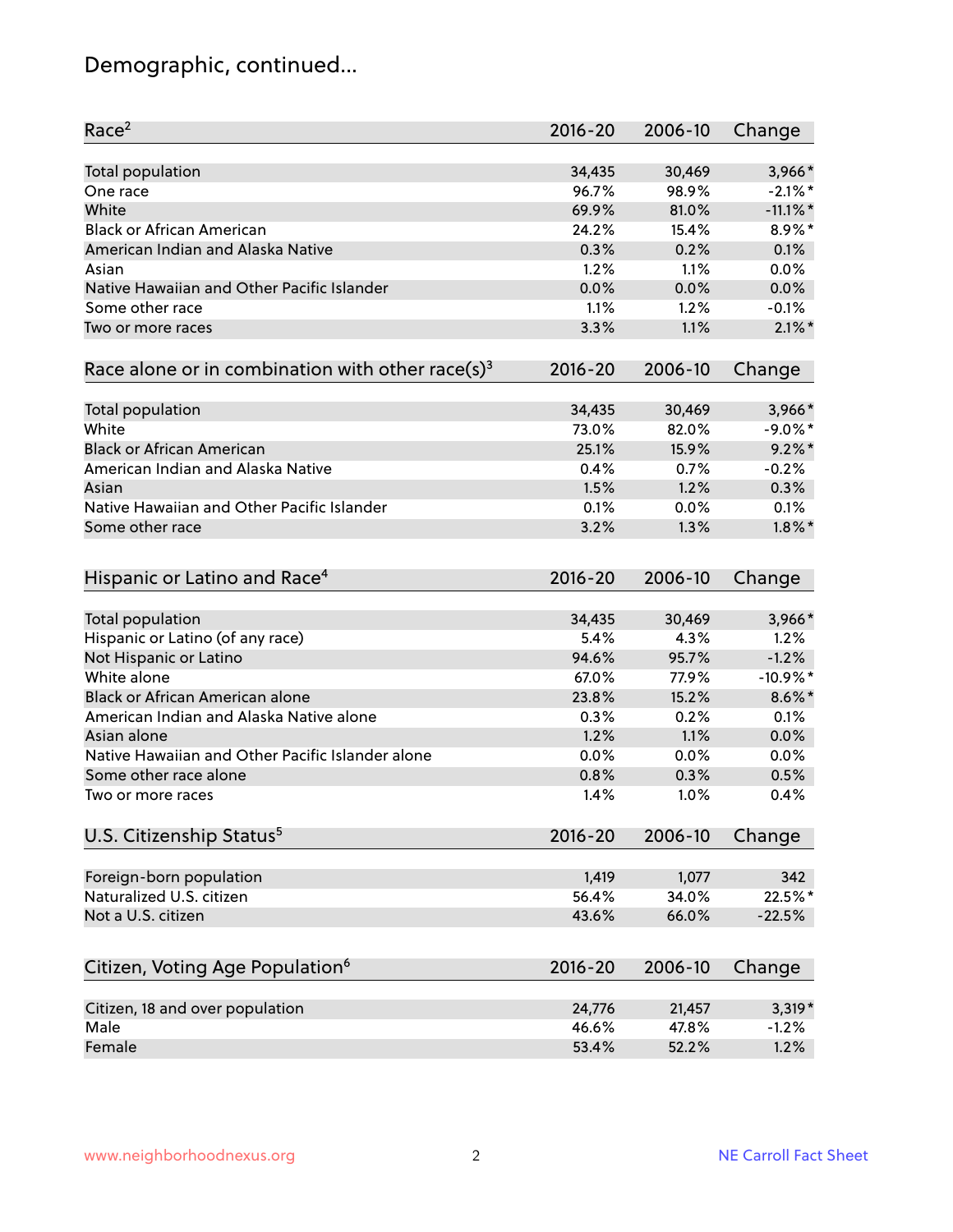# Demographic, continued...

| Race[2] | 2016-20 | 2006-10 | Change |
|---|---|---|---|
| Total population | 34,435 | 30,469 | 3,966* |
| One race | 96.7% | 98.9% | -2.1%* |
| White | 69.9% | 81.0% | -11.1%* |
| Black or African American | 24.2% | 15.4% | 8.9%* |
| American Indian and Alaska Native | 0.3% | 0.2% | 0.1% |
| Asian | 1.2% | 1.1% | 0.0% |
| Native Hawaiian and Other Pacific Islander | 0.0% | 0.0% | 0.0% |
| Some other race | 1.1% | 1.2% | -0.1% |
| Two or more races | 3.3% | 1.1% | 2.1%* |

| Race alone or in combination with other race(s)[3] | 2016-20 | 2006-10 | Change |
|---|---|---|---|
| Total population | 34,435 | 30,469 | 3,966* |
| White | 73.0% | 82.0% | -9.0%* |
| Black or African American | 25.1% | 15.9% | 9.2%* |
| American Indian and Alaska Native | 0.4% | 0.7% | -0.2% |
| Asian | 1.5% | 1.2% | 0.3% |
| Native Hawaiian and Other Pacific Islander | 0.1% | 0.0% | 0.1% |
| Some other race | 3.2% | 1.3% | 1.8%* |

| Hispanic or Latino and Race[4] | 2016-20 | 2006-10 | Change |
|---|---|---|---|
| Total population | 34,435 | 30,469 | 3,966* |
| Hispanic or Latino (of any race) | 5.4% | 4.3% | 1.2% |
| Not Hispanic or Latino | 94.6% | 95.7% | -1.2% |
| White alone | 67.0% | 77.9% | -10.9%* |
| Black or African American alone | 23.8% | 15.2% | 8.6%* |
| American Indian and Alaska Native alone | 0.3% | 0.2% | 0.1% |
| Asian alone | 1.2% | 1.1% | 0.0% |
| Native Hawaiian and Other Pacific Islander alone | 0.0% | 0.0% | 0.0% |
| Some other race alone | 0.8% | 0.3% | 0.5% |
| Two or more races | 1.4% | 1.0% | 0.4% |

| U.S. Citizenship Status[5] | 2016-20 | 2006-10 | Change |
|---|---|---|---|
| Foreign-born population | 1,419 | 1,077 | 342 |
| Naturalized U.S. citizen | 56.4% | 34.0% | 22.5%* |
| Not a U.S. citizen | 43.6% | 66.0% | -22.5% |

| Citizen, Voting Age Population[6] | 2016-20 | 2006-10 | Change |
|---|---|---|---|
| Citizen, 18 and over population | 24,776 | 21,457 | 3,319* |
| Male | 46.6% | 47.8% | -1.2% |
| Female | 53.4% | 52.2% | 1.2% |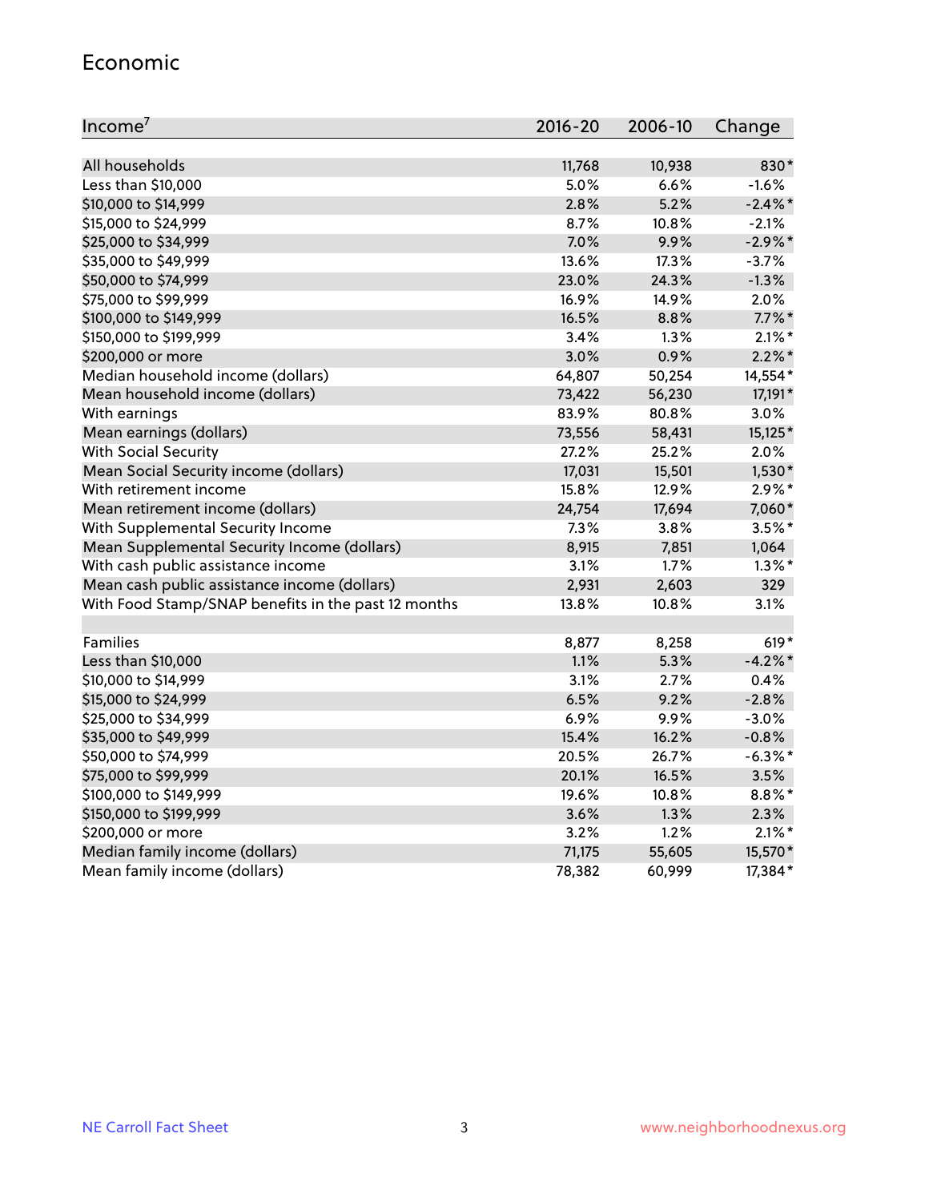## Economic

| Income[7] | 2016-20 | 2006-10 | Change |
|---|---|---|---|
| All households | 11,768 | 10,938 | 830* |
| Less than $10,000 | 5.0% | 6.6% | -1.6% |
| $10,000 to $14,999 | 2.8% | 5.2% | -2.4%* |
| $15,000 to $24,999 | 8.7% | 10.8% | -2.1% |
| $25,000 to $34,999 | 7.0% | 9.9% | -2.9%* |
| $35,000 to $49,999 | 13.6% | 17.3% | -3.7% |
| $50,000 to $74,999 | 23.0% | 24.3% | -1.3% |
| $75,000 to $99,999 | 16.9% | 14.9% | 2.0% |
| $100,000 to $149,999 | 16.5% | 8.8% | 7.7%* |
| $150,000 to $199,999 | 3.4% | 1.3% | 2.1%* |
| $200,000 or more | 3.0% | 0.9% | 2.2%* |
| Median household income (dollars) | 64,807 | 50,254 | 14,554* |
| Mean household income (dollars) | 73,422 | 56,230 | 17,191* |
| With earnings | 83.9% | 80.8% | 3.0% |
| Mean earnings (dollars) | 73,556 | 58,431 | 15,125* |
| With Social Security | 27.2% | 25.2% | 2.0% |
| Mean Social Security income (dollars) | 17,031 | 15,501 | 1,530* |
| With retirement income | 15.8% | 12.9% | 2.9%* |
| Mean retirement income (dollars) | 24,754 | 17,694 | 7,060* |
| With Supplemental Security Income | 7.3% | 3.8% | 3.5%* |
| Mean Supplemental Security Income (dollars) | 8,915 | 7,851 | 1,064 |
| With cash public assistance income | 3.1% | 1.7% | 1.3%* |
| Mean cash public assistance income (dollars) | 2,931 | 2,603 | 329 |
| With Food Stamp/SNAP benefits in the past 12 months | 13.8% | 10.8% | 3.1% |
| | | | |
| Families | 8,877 | 8,258 | 619* |
| Less than $10,000 | 1.1% | 5.3% | -4.2%* |
| $10,000 to $14,999 | 3.1% | 2.7% | 0.4% |
| $15,000 to $24,999 | 6.5% | 9.2% | -2.8% |
| $25,000 to $34,999 | 6.9% | 9.9% | -3.0% |
| $35,000 to $49,999 | 15.4% | 16.2% | -0.8% |
| $50,000 to $74,999 | 20.5% | 26.7% | -6.3%* |
| $75,000 to $99,999 | 20.1% | 16.5% | 3.5% |
| $100,000 to $149,999 | 19.6% | 10.8% | 8.8%* |
| $150,000 to $199,999 | 3.6% | 1.3% | 2.3% |
| $200,000 or more | 3.2% | 1.2% | 2.1%* |
| Median family income (dollars) | 71,175 | 55,605 | 15,570* |
| Mean family income (dollars) | 78,382 | 60,999 | 17,384* |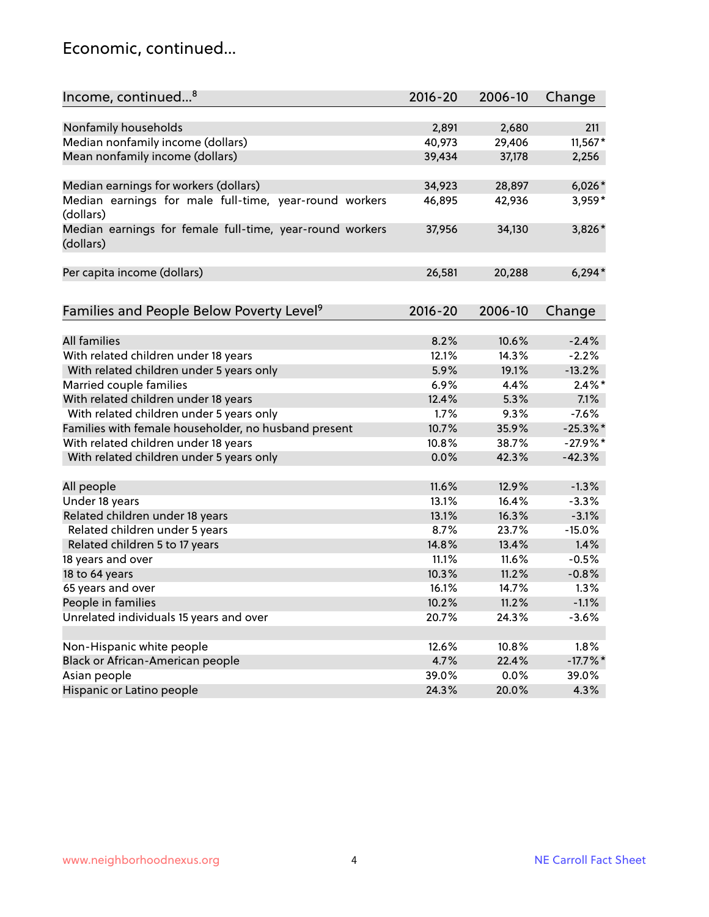## Economic, continued...

| Income, continued...[8] | 2016-20 | 2006-10 | Change |
|---|---|---|---|
| Nonfamily households | 2,891 | 2,680 | 211 |
| Median nonfamily income (dollars) | 40,973 | 29,406 | 11,567* |
| Mean nonfamily income (dollars) | 39,434 | 37,178 | 2,256 |
| Median earnings for workers (dollars) | 34,923 | 28,897 | 6,026* |
| Median earnings for male full-time, year-round workers (dollars) | 46,895 | 42,936 | 3,959* |
| Median earnings for female full-time, year-round workers (dollars) | 37,956 | 34,130 | 3,826* |
| Per capita income (dollars) | 26,581 | 20,288 | 6,294* |

| Families and People Below Poverty Level[9] | 2016-20 | 2006-10 | Change |
|---|---|---|---|
| All families | 8.2% | 10.6% | -2.4% |
| With related children under 18 years | 12.1% | 14.3% | -2.2% |
| With related children under 5 years only | 5.9% | 19.1% | -13.2% |
| Married couple families | 6.9% | 4.4% | 2.4%* |
| With related children under 18 years | 12.4% | 5.3% | 7.1% |
| With related children under 5 years only | 1.7% | 9.3% | -7.6% |
| Families with female householder, no husband present | 10.7% | 35.9% | -25.3%* |
| With related children under 18 years | 10.8% | 38.7% | -27.9%* |
| With related children under 5 years only | 0.0% | 42.3% | -42.3% |
| All people | 11.6% | 12.9% | -1.3% |
| Under 18 years | 13.1% | 16.4% | -3.3% |
| Related children under 18 years | 13.1% | 16.3% | -3.1% |
| Related children under 5 years | 8.7% | 23.7% | -15.0% |
| Related children 5 to 17 years | 14.8% | 13.4% | 1.4% |
| 18 years and over | 11.1% | 11.6% | -0.5% |
| 18 to 64 years | 10.3% | 11.2% | -0.8% |
| 65 years and over | 16.1% | 14.7% | 1.3% |
| People in families | 10.2% | 11.2% | -1.1% |
| Unrelated individuals 15 years and over | 20.7% | 24.3% | -3.6% |
| Non-Hispanic white people | 12.6% | 10.8% | 1.8% |
| Black or African-American people | 4.7% | 22.4% | -17.7%* |
| Asian people | 39.0% | 0.0% | 39.0% |
| Hispanic or Latino people | 24.3% | 20.0% | 4.3% |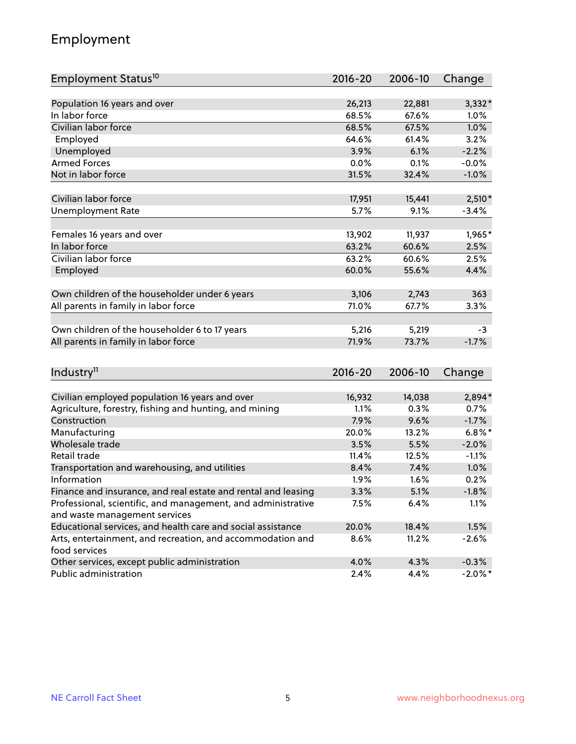## Employment

| Employment Status[10] | 2016-20 | 2006-10 | Change |
|---|---|---|---|
| Population 16 years and over | 26,213 | 22,881 | 3,332* |
| In labor force | 68.5% | 67.6% | 1.0% |
| Civilian labor force | 68.5% | 67.5% | 1.0% |
| Employed | 64.6% | 61.4% | 3.2% |
| Unemployed | 3.9% | 6.1% | -2.2% |
| Armed Forces | 0.0% | 0.1% | -0.0% |
| Not in labor force | 31.5% | 32.4% | -1.0% |
| | | | |
| Civilian labor force | 17,951 | 15,441 | 2,510* |
| Unemployment Rate | 5.7% | 9.1% | -3.4% |
| | | | |
| Females 16 years and over | 13,902 | 11,937 | 1,965* |
| In labor force | 63.2% | 60.6% | 2.5% |
| Civilian labor force | 63.2% | 60.6% | 2.5% |
| Employed | 60.0% | 55.6% | 4.4% |
| | | | |
| Own children of the householder under 6 years | 3,106 | 2,743 | 363 |
| All parents in family in labor force | 71.0% | 67.7% | 3.3% |
| | | | |
| Own children of the householder 6 to 17 years | 5,216 | 5,219 | -3 |
| All parents in family in labor force | 71.9% | 73.7% | -1.7% |

| Industry[11] | 2016-20 | 2006-10 | Change |
|---|---|---|---|
| Civilian employed population 16 years and over | 16,932 | 14,038 | 2,894* |
| Agriculture, forestry, fishing and hunting, and mining | 1.1% | 0.3% | 0.7% |
| Construction | 7.9% | 9.6% | -1.7% |
| Manufacturing | 20.0% | 13.2% | 6.8%* |
| Wholesale trade | 3.5% | 5.5% | -2.0% |
| Retail trade | 11.4% | 12.5% | -1.1% |
| Transportation and warehousing, and utilities | 8.4% | 7.4% | 1.0% |
| Information | 1.9% | 1.6% | 0.2% |
| Finance and insurance, and real estate and rental and leasing | 3.3% | 5.1% | -1.8% |
| Professional, scientific, and management, and administrative and waste management services | 7.5% | 6.4% | 1.1% |
| Educational services, and health care and social assistance | 20.0% | 18.4% | 1.5% |
| Arts, entertainment, and recreation, and accommodation and food services | 8.6% | 11.2% | -2.6% |
| Other services, except public administration | 4.0% | 4.3% | -0.3% |
| Public administration | 2.4% | 4.4% | -2.0%* |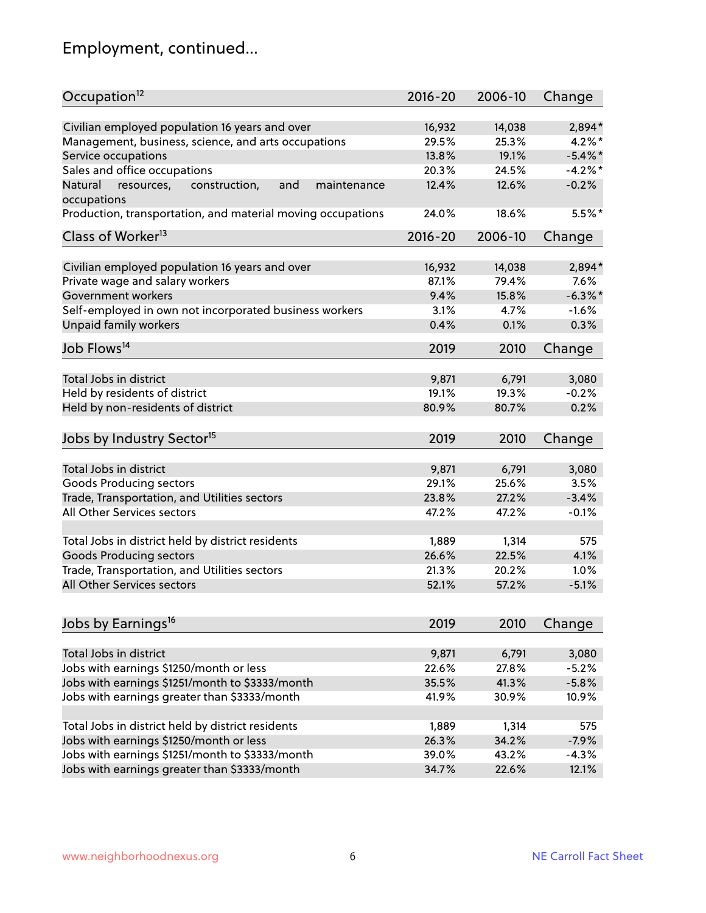## Employment, continued...

| Occupation[12] | 2016-20 | 2006-10 | Change |
|---|---|---|---|
| Civilian employed population 16 years and over | 16,932 | 14,038 | 2,894* |
| Management, business, science, and arts occupations | 29.5% | 25.3% | 4.2%* |
| Service occupations | 13.8% | 19.1% | -5.4%* |
| Sales and office occupations | 20.3% | 24.5% | -4.2%* |
| Natural resources, construction, and maintenance occupations | 12.4% | 12.6% | -0.2% |
| Production, transportation, and material moving occupations | 24.0% | 18.6% | 5.5%* |

| Class of Worker[13] | 2016-20 | 2006-10 | Change |
|---|---|---|---|
| Civilian employed population 16 years and over | 16,932 | 14,038 | 2,894* |
| Private wage and salary workers | 87.1% | 79.4% | 7.6% |
| Government workers | 9.4% | 15.8% | -6.3%* |
| Self-employed in own not incorporated business workers | 3.1% | 4.7% | -1.6% |
| Unpaid family workers | 0.4% | 0.1% | 0.3% |

| Job Flows[14] | 2019 | 2010 | Change |
|---|---|---|---|
| Total Jobs in district | 9,871 | 6,791 | 3,080 |
| Held by residents of district | 19.1% | 19.3% | -0.2% |
| Held by non-residents of district | 80.9% | 80.7% | 0.2% |

| Jobs by Industry Sector[15] | 2019 | 2010 | Change |
|---|---|---|---|
| Total Jobs in district | 9,871 | 6,791 | 3,080 |
| Goods Producing sectors | 29.1% | 25.6% | 3.5% |
| Trade, Transportation, and Utilities sectors | 23.8% | 27.2% | -3.4% |
| All Other Services sectors | 47.2% | 47.2% | -0.1% |
| | | | |
| Total Jobs in district held by district residents | 1,889 | 1,314 | 575 |
| Goods Producing sectors | 26.6% | 22.5% | 4.1% |
| Trade, Transportation, and Utilities sectors | 21.3% | 20.2% | 1.0% |
| All Other Services sectors | 52.1% | 57.2% | -5.1% |

| Jobs by Earnings[16] | 2019 | 2010 | Change |
|---|---|---|---|
| Total Jobs in district | 9,871 | 6,791 | 3,080 |
| Jobs with earnings $1250/month or less | 22.6% | 27.8% | -5.2% |
| Jobs with earnings $1251/month to $3333/month | 35.5% | 41.3% | -5.8% |
| Jobs with earnings greater than $3333/month | 41.9% | 30.9% | 10.9% |
| | | | |
| Total Jobs in district held by district residents | 1,889 | 1,314 | 575 |
| Jobs with earnings $1250/month or less | 26.3% | 34.2% | -7.9% |
| Jobs with earnings $1251/month to $3333/month | 39.0% | 43.2% | -4.3% |
| Jobs with earnings greater than $3333/month | 34.7% | 22.6% | 12.1% |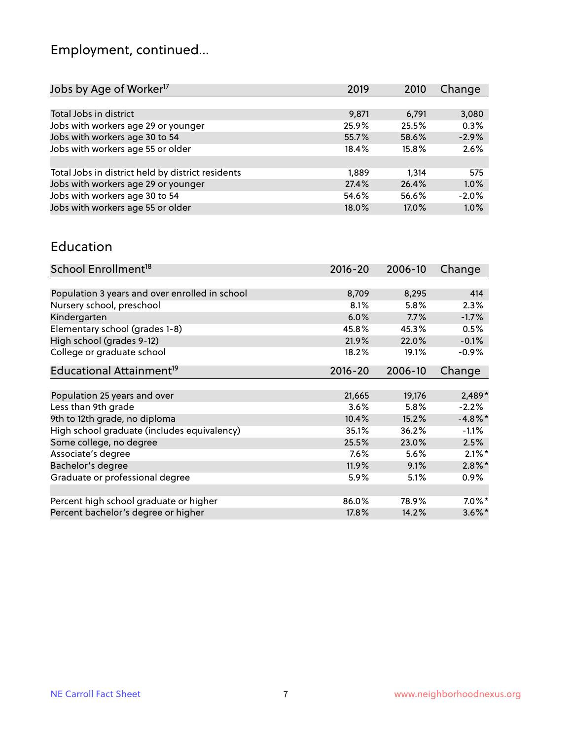# Employment, continued...

| Jobs by Age of Worker[17] | 2019 | 2010 | Change |
|---|---|---|---|
| Total Jobs in district | 9,871 | 6,791 | 3,080 |
| Jobs with workers age 29 or younger | 25.9% | 25.5% | 0.3% |
| Jobs with workers age 30 to 54 | 55.7% | 58.6% | -2.9% |
| Jobs with workers age 55 or older | 18.4% | 15.8% | 2.6% |
| | | | |
| Total Jobs in district held by district residents | 1,889 | 1,314 | 575 |
| Jobs with workers age 29 or younger | 27.4% | 26.4% | 1.0% |
| Jobs with workers age 30 to 54 | 54.6% | 56.6% | -2.0% |
| Jobs with workers age 55 or older | 18.0% | 17.0% | 1.0% |

## Education

| School Enrollment[18] | 2016-20 | 2006-10 | Change |
|---|---|---|---|
| Population 3 years and over enrolled in school | 8,709 | 8,295 | 414 |
| Nursery school, preschool | 8.1% | 5.8% | 2.3% |
| Kindergarten | 6.0% | 7.7% | -1.7% |
| Elementary school (grades 1-8) | 45.8% | 45.3% | 0.5% |
| High school (grades 9-12) | 21.9% | 22.0% | -0.1% |
| College or graduate school | 18.2% | 19.1% | -0.9% |

| Educational Attainment[19] | 2016-20 | 2006-10 | Change |
|---|---|---|---|
| Population 25 years and over | 21,665 | 19,176 | 2,489* |
| Less than 9th grade | 3.6% | 5.8% | -2.2% |
| 9th to 12th grade, no diploma | 10.4% | 15.2% | -4.8%* |
| High school graduate (includes equivalency) | 35.1% | 36.2% | -1.1% |
| Some college, no degree | 25.5% | 23.0% | 2.5% |
| Associate's degree | 7.6% | 5.6% | 2.1%* |
| Bachelor's degree | 11.9% | 9.1% | 2.8%* |
| Graduate or professional degree | 5.9% | 5.1% | 0.9% |
| | | | |
| Percent high school graduate or higher | 86.0% | 78.9% | 7.0%* |
| Percent bachelor's degree or higher | 17.8% | 14.2% | 3.6%* |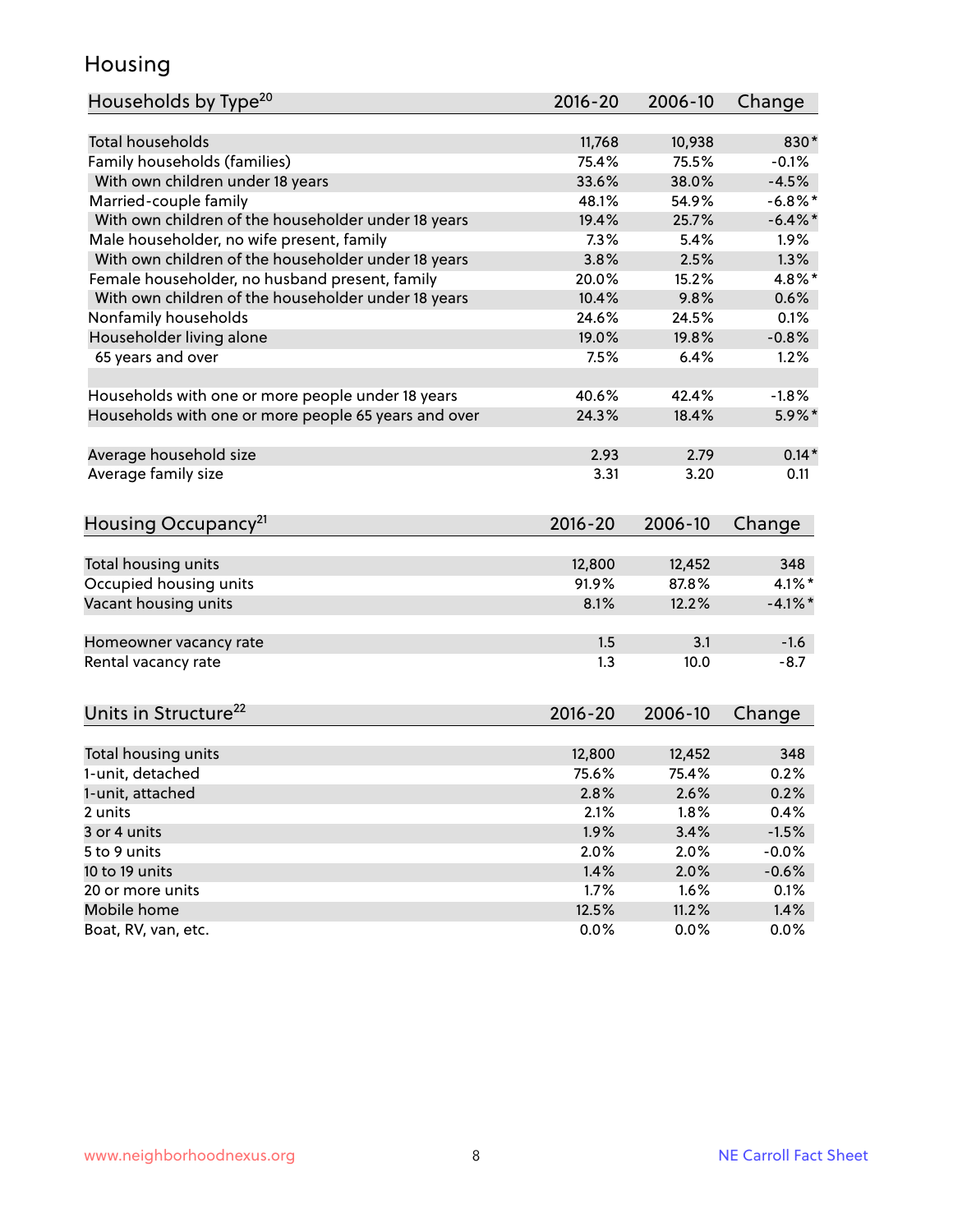# Housing

| Households by Type[20] | 2016-20 | 2006-10 | Change |
|---|---|---|---|
| Total households | 11,768 | 10,938 | 830* |
| Family households (families) | 75.4% | 75.5% | -0.1% |
| With own children under 18 years | 33.6% | 38.0% | -4.5% |
| Married-couple family | 48.1% | 54.9% | -6.8%* |
| With own children of the householder under 18 years | 19.4% | 25.7% | -6.4%* |
| Male householder, no wife present, family | 7.3% | 5.4% | 1.9% |
| With own children of the householder under 18 years | 3.8% | 2.5% | 1.3% |
| Female householder, no husband present, family | 20.0% | 15.2% | 4.8%* |
| With own children of the householder under 18 years | 10.4% | 9.8% | 0.6% |
| Nonfamily households | 24.6% | 24.5% | 0.1% |
| Householder living alone | 19.0% | 19.8% | -0.8% |
| 65 years and over | 7.5% | 6.4% | 1.2% |
| | | | |
| Households with one or more people under 18 years | 40.6% | 42.4% | -1.8% |
| Households with one or more people 65 years and over | 24.3% | 18.4% | 5.9%* |
| | | | |
| Average household size | 2.93 | 2.79 | 0.14* |
| Average family size | 3.31 | 3.20 | 0.11 |

| Housing Occupancy[21] | 2016-20 | 2006-10 | Change |
|---|---|---|---|
| Total housing units | 12,800 | 12,452 | 348 |
| Occupied housing units | 91.9% | 87.8% | 4.1%* |
| Vacant housing units | 8.1% | 12.2% | -4.1%* |
| | | | |
| Homeowner vacancy rate | 1.5 | 3.1 | -1.6 |
| Rental vacancy rate | 1.3 | 10.0 | -8.7 |

| Units in Structure[22] | 2016-20 | 2006-10 | Change |
|---|---|---|---|
| Total housing units | 12,800 | 12,452 | 348 |
| 1-unit, detached | 75.6% | 75.4% | 0.2% |
| 1-unit, attached | 2.8% | 2.6% | 0.2% |
| 2 units | 2.1% | 1.8% | 0.4% |
| 3 or 4 units | 1.9% | 3.4% | -1.5% |
| 5 to 9 units | 2.0% | 2.0% | -0.0% |
| 10 to 19 units | 1.4% | 2.0% | -0.6% |
| 20 or more units | 1.7% | 1.6% | 0.1% |
| Mobile home | 12.5% | 11.2% | 1.4% |
| Boat, RV, van, etc. | 0.0% | 0.0% | 0.0% |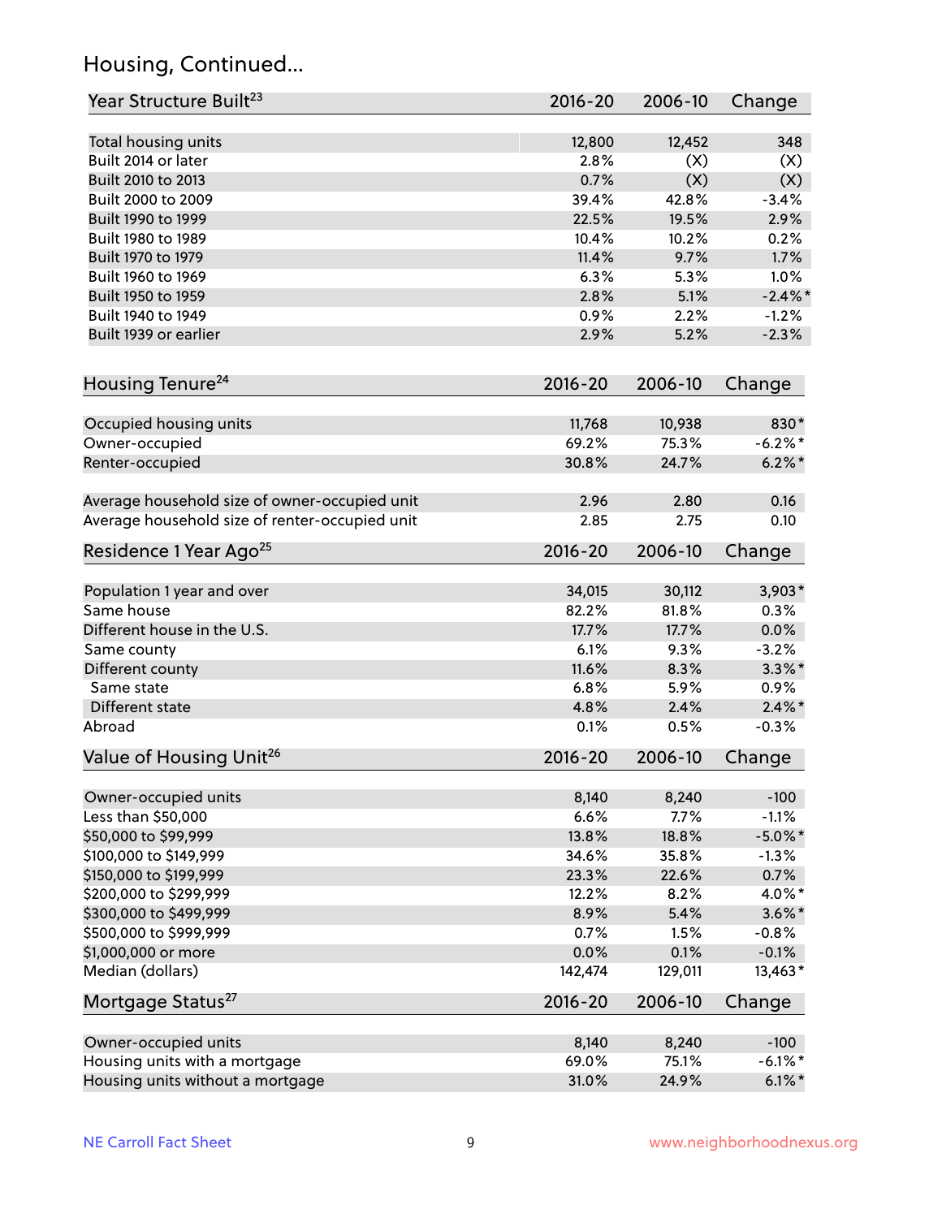## Housing, Continued...

| Year Structure Built[23] | 2016-20 | 2006-10 | Change |
|---|---|---|---|
| Total housing units | 12,800 | 12,452 | 348 |
| Built 2014 or later | 2.8% | (X) | (X) |
| Built 2010 to 2013 | 0.7% | (X) | (X) |
| Built 2000 to 2009 | 39.4% | 42.8% | -3.4% |
| Built 1990 to 1999 | 22.5% | 19.5% | 2.9% |
| Built 1980 to 1989 | 10.4% | 10.2% | 0.2% |
| Built 1970 to 1979 | 11.4% | 9.7% | 1.7% |
| Built 1960 to 1969 | 6.3% | 5.3% | 1.0% |
| Built 1950 to 1959 | 2.8% | 5.1% | -2.4%* |
| Built 1940 to 1949 | 0.9% | 2.2% | -1.2% |
| Built 1939 or earlier | 2.9% | 5.2% | -2.3% |

| Housing Tenure[24] | 2016-20 | 2006-10 | Change |
|---|---|---|---|
| Occupied housing units | 11,768 | 10,938 | 830* |
| Owner-occupied | 69.2% | 75.3% | -6.2%* |
| Renter-occupied | 30.8% | 24.7% | 6.2%* |
| Average household size of owner-occupied unit | 2.96 | 2.80 | 0.16 |
| Average household size of renter-occupied unit | 2.85 | 2.75 | 0.10 |

| Residence 1 Year Ago[25] | 2016-20 | 2006-10 | Change |
|---|---|---|---|
| Population 1 year and over | 34,015 | 30,112 | 3,903* |
| Same house | 82.2% | 81.8% | 0.3% |
| Different house in the U.S. | 17.7% | 17.7% | 0.0% |
| Same county | 6.1% | 9.3% | -3.2% |
| Different county | 11.6% | 8.3% | 3.3%* |
| Same state | 6.8% | 5.9% | 0.9% |
| Different state | 4.8% | 2.4% | 2.4%* |
| Abroad | 0.1% | 0.5% | -0.3% |

| Value of Housing Unit[26] | 2016-20 | 2006-10 | Change |
|---|---|---|---|
| Owner-occupied units | 8,140 | 8,240 | -100 |
| Less than $50,000 | 6.6% | 7.7% | -1.1% |
| $50,000 to $99,999 | 13.8% | 18.8% | -5.0%* |
| $100,000 to $149,999 | 34.6% | 35.8% | -1.3% |
| $150,000 to $199,999 | 23.3% | 22.6% | 0.7% |
| $200,000 to $299,999 | 12.2% | 8.2% | 4.0%* |
| $300,000 to $499,999 | 8.9% | 5.4% | 3.6%* |
| $500,000 to $999,999 | 0.7% | 1.5% | -0.8% |
| $1,000,000 or more | 0.0% | 0.1% | -0.1% |
| Median (dollars) | 142,474 | 129,011 | 13,463* |

| Mortgage Status[27] | 2016-20 | 2006-10 | Change |
|---|---|---|---|
| Owner-occupied units | 8,140 | 8,240 | -100 |
| Housing units with a mortgage | 69.0% | 75.1% | -6.1%* |
| Housing units without a mortgage | 31.0% | 24.9% | 6.1%* |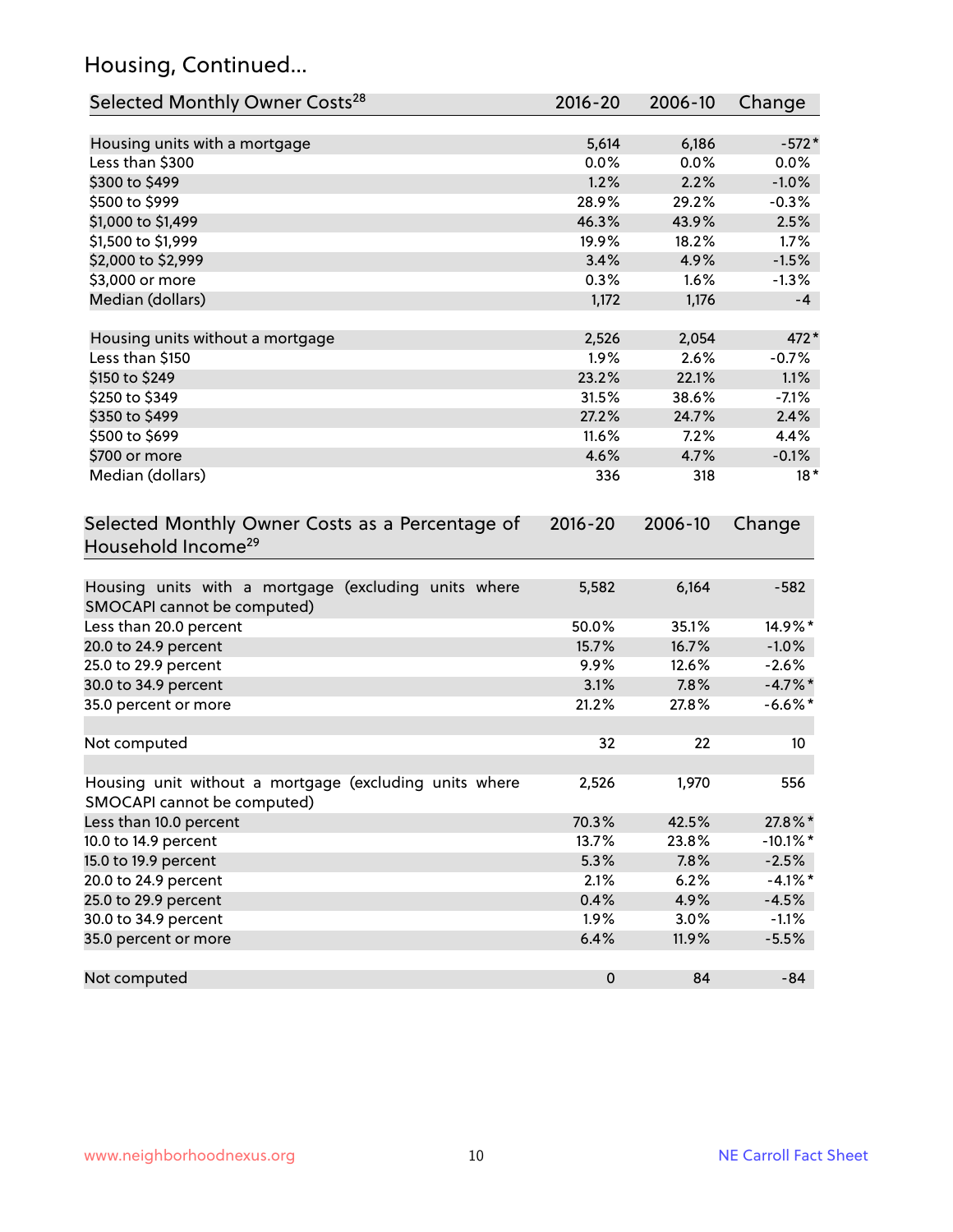## Housing, Continued...

| Selected Monthly Owner Costs[28] | 2016-20 | 2006-10 | Change |
|---|---|---|---|
| Housing units with a mortgage | 5,614 | 6,186 | -572* |
| Less than $300 | 0.0% | 0.0% | 0.0% |
| $300 to $499 | 1.2% | 2.2% | -1.0% |
| $500 to $999 | 28.9% | 29.2% | -0.3% |
| $1,000 to $1,499 | 46.3% | 43.9% | 2.5% |
| $1,500 to $1,999 | 19.9% | 18.2% | 1.7% |
| $2,000 to $2,999 | 3.4% | 4.9% | -1.5% |
| $3,000 or more | 0.3% | 1.6% | -1.3% |
| Median (dollars) | 1,172 | 1,176 | -4 |
| Housing units without a mortgage | 2,526 | 2,054 | 472* |
| Less than $150 | 1.9% | 2.6% | -0.7% |
| $150 to $249 | 23.2% | 22.1% | 1.1% |
| $250 to $349 | 31.5% | 38.6% | -7.1% |
| $350 to $499 | 27.2% | 24.7% | 2.4% |
| $500 to $699 | 11.6% | 7.2% | 4.4% |
| $700 or more | 4.6% | 4.7% | -0.1% |
| Median (dollars) | 336 | 318 | 18* |

| Selected Monthly Owner Costs as a Percentage of Household Income[29] | 2016-20 | 2006-10 | Change |
|---|---|---|---|
| Housing units with a mortgage (excluding units where SMOCAPI cannot be computed) | 5,582 | 6,164 | -582 |
| Less than 20.0 percent | 50.0% | 35.1% | 14.9%* |
| 20.0 to 24.9 percent | 15.7% | 16.7% | -1.0% |
| 25.0 to 29.9 percent | 9.9% | 12.6% | -2.6% |
| 30.0 to 34.9 percent | 3.1% | 7.8% | -4.7%* |
| 35.0 percent or more | 21.2% | 27.8% | -6.6%* |
| Not computed | 32 | 22 | 10 |
| Housing unit without a mortgage (excluding units where SMOCAPI cannot be computed) | 2,526 | 1,970 | 556 |
| Less than 10.0 percent | 70.3% | 42.5% | 27.8%* |
| 10.0 to 14.9 percent | 13.7% | 23.8% | -10.1%* |
| 15.0 to 19.9 percent | 5.3% | 7.8% | -2.5% |
| 20.0 to 24.9 percent | 2.1% | 6.2% | -4.1%* |
| 25.0 to 29.9 percent | 0.4% | 4.9% | -4.5% |
| 30.0 to 34.9 percent | 1.9% | 3.0% | -1.1% |
| 35.0 percent or more | 6.4% | 11.9% | -5.5% |
| Not computed | 0 | 84 | -84 |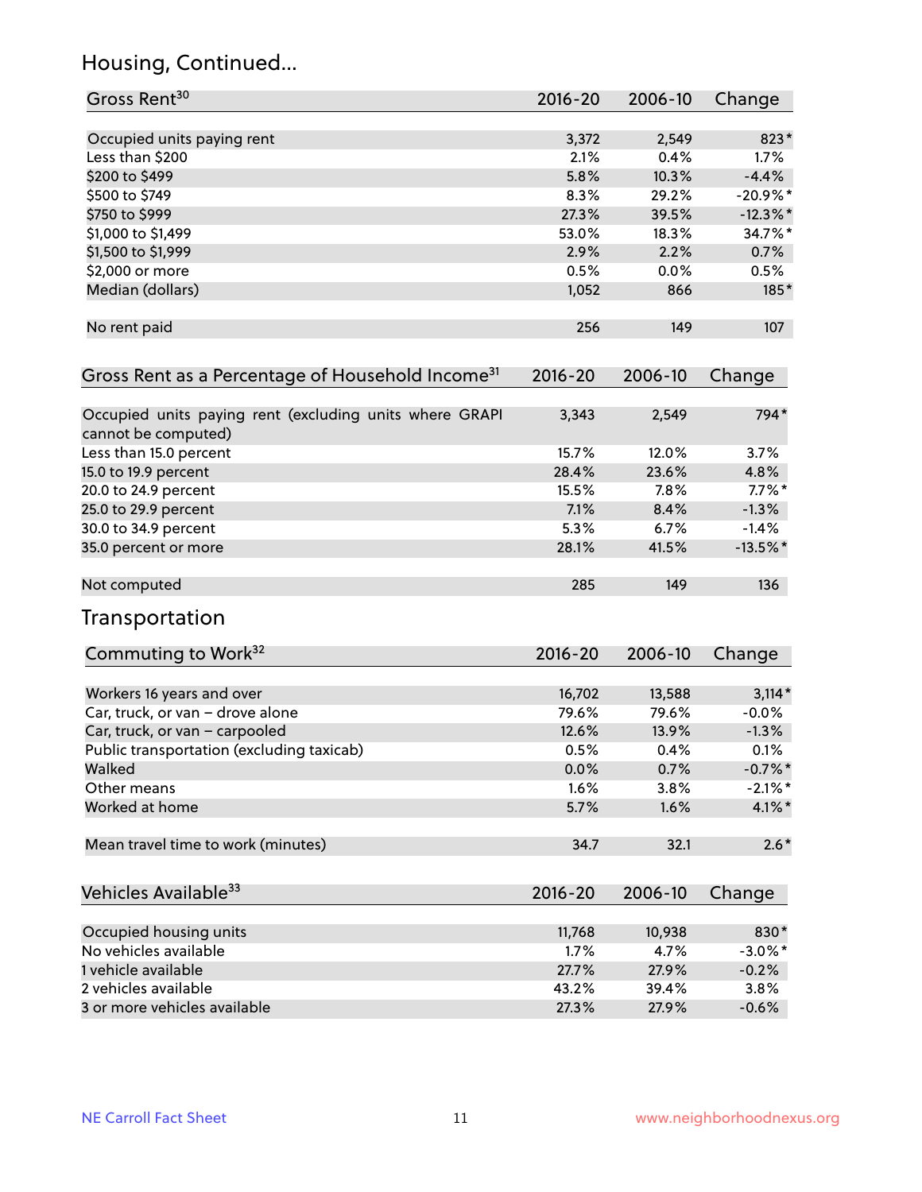## Housing, Continued...

| Gross Rent[30] | 2016-20 | 2006-10 | Change |
|---|---|---|---|
| Occupied units paying rent | 3,372 | 2,549 | 823* |
| Less than $200 | 2.1% | 0.4% | 1.7% |
| $200 to $499 | 5.8% | 10.3% | -4.4% |
| $500 to $749 | 8.3% | 29.2% | -20.9%* |
| $750 to $999 | 27.3% | 39.5% | -12.3%* |
| $1,000 to $1,499 | 53.0% | 18.3% | 34.7%* |
| $1,500 to $1,999 | 2.9% | 2.2% | 0.7% |
| $2,000 or more | 0.5% | 0.0% | 0.5% |
| Median (dollars) | 1,052 | 866 | 185* |
| No rent paid | 256 | 149 | 107 |

| Gross Rent as a Percentage of Household Income[31] | 2016-20 | 2006-10 | Change |
|---|---|---|---|
| Occupied units paying rent (excluding units where GRAPI cannot be computed) | 3,343 | 2,549 | 794* |
| Less than 15.0 percent | 15.7% | 12.0% | 3.7% |
| 15.0 to 19.9 percent | 28.4% | 23.6% | 4.8% |
| 20.0 to 24.9 percent | 15.5% | 7.8% | 7.7%* |
| 25.0 to 29.9 percent | 7.1% | 8.4% | -1.3% |
| 30.0 to 34.9 percent | 5.3% | 6.7% | -1.4% |
| 35.0 percent or more | 28.1% | 41.5% | -13.5%* |
| Not computed | 285 | 149 | 136 |

## Transportation

| Commuting to Work[32] | 2016-20 | 2006-10 | Change |
|---|---|---|---|
| Workers 16 years and over | 16,702 | 13,588 | 3,114* |
| Car, truck, or van – drove alone | 79.6% | 79.6% | -0.0% |
| Car, truck, or van – carpooled | 12.6% | 13.9% | -1.3% |
| Public transportation (excluding taxicab) | 0.5% | 0.4% | 0.1% |
| Walked | 0.0% | 0.7% | -0.7%* |
| Other means | 1.6% | 3.8% | -2.1%* |
| Worked at home | 5.7% | 1.6% | 4.1%* |
| Mean travel time to work (minutes) | 34.7 | 32.1 | 2.6* |

| Vehicles Available[33] | 2016-20 | 2006-10 | Change |
|---|---|---|---|
| Occupied housing units | 11,768 | 10,938 | 830* |
| No vehicles available | 1.7% | 4.7% | -3.0%* |
| 1 vehicle available | 27.7% | 27.9% | -0.2% |
| 2 vehicles available | 43.2% | 39.4% | 3.8% |
| 3 or more vehicles available | 27.3% | 27.9% | -0.6% |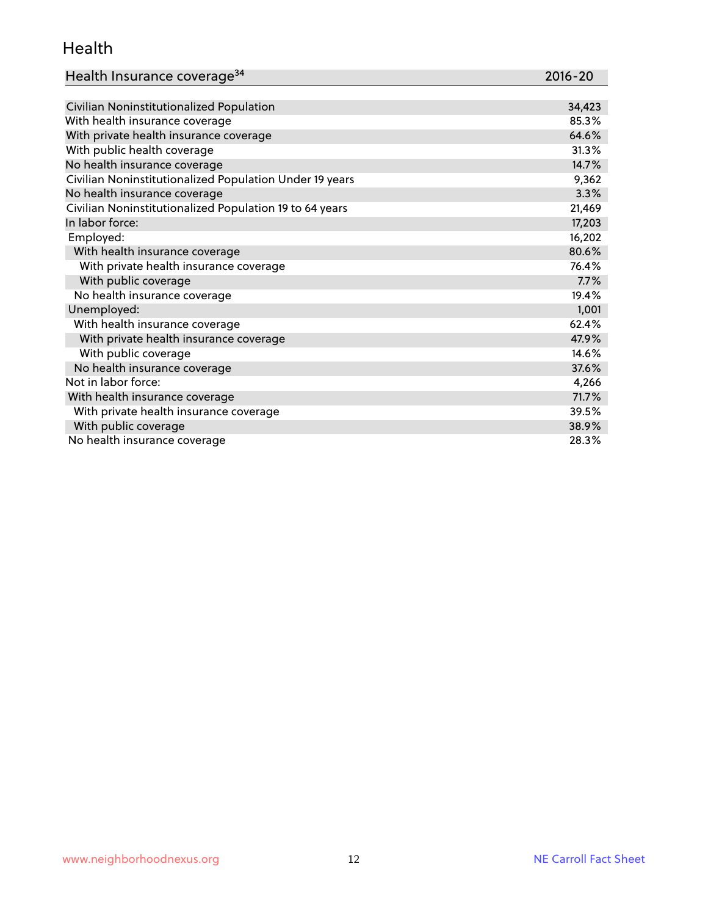## Health

| Health Insurance coverage[34] | 2016-20 |
|---|---|
| Civilian Noninstitutionalized Population | 34,423 |
| With health insurance coverage | 85.3% |
| With private health insurance coverage | 64.6% |
| With public health coverage | 31.3% |
| No health insurance coverage | 14.7% |
| Civilian Noninstitutionalized Population Under 19 years | 9,362 |
| No health insurance coverage | 3.3% |
| Civilian Noninstitutionalized Population 19 to 64 years | 21,469 |
| In labor force: | 17,203 |
| Employed: | 16,202 |
| With health insurance coverage | 80.6% |
| With private health insurance coverage | 76.4% |
| With public coverage | 7.7% |
| No health insurance coverage | 19.4% |
| Unemployed: | 1,001 |
| With health insurance coverage | 62.4% |
| With private health insurance coverage | 47.9% |
| With public coverage | 14.6% |
| No health insurance coverage | 37.6% |
| Not in labor force: | 4,266 |
| With health insurance coverage | 71.7% |
| With private health insurance coverage | 39.5% |
| With public coverage | 38.9% |
| No health insurance coverage | 28.3% |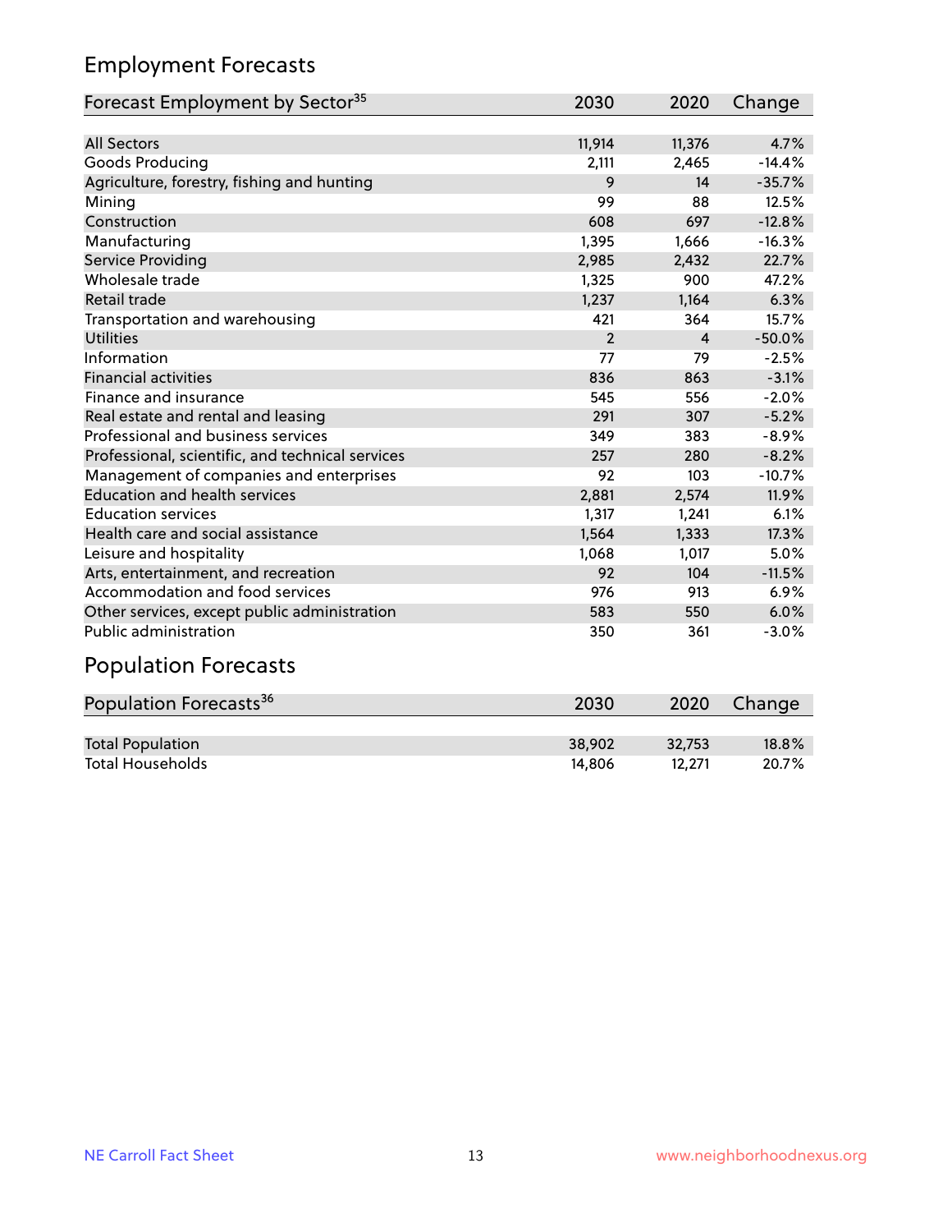## Employment Forecasts

| Forecast Employment by Sector[35] | 2030 | 2020 | Change |
|---|---|---|---|
| All Sectors | 11,914 | 11,376 | 4.7% |
| Goods Producing | 2,111 | 2,465 | -14.4% |
| Agriculture, forestry, fishing and hunting | 9 | 14 | -35.7% |
| Mining | 99 | 88 | 12.5% |
| Construction | 608 | 697 | -12.8% |
| Manufacturing | 1,395 | 1,666 | -16.3% |
| Service Providing | 2,985 | 2,432 | 22.7% |
| Wholesale trade | 1,325 | 900 | 47.2% |
| Retail trade | 1,237 | 1,164 | 6.3% |
| Transportation and warehousing | 421 | 364 | 15.7% |
| Utilities | 2 | 4 | -50.0% |
| Information | 77 | 79 | -2.5% |
| Financial activities | 836 | 863 | -3.1% |
| Finance and insurance | 545 | 556 | -2.0% |
| Real estate and rental and leasing | 291 | 307 | -5.2% |
| Professional and business services | 349 | 383 | -8.9% |
| Professional, scientific, and technical services | 257 | 280 | -8.2% |
| Management of companies and enterprises | 92 | 103 | -10.7% |
| Education and health services | 2,881 | 2,574 | 11.9% |
| Education services | 1,317 | 1,241 | 6.1% |
| Health care and social assistance | 1,564 | 1,333 | 17.3% |
| Leisure and hospitality | 1,068 | 1,017 | 5.0% |
| Arts, entertainment, and recreation | 92 | 104 | -11.5% |
| Accommodation and food services | 976 | 913 | 6.9% |
| Other services, except public administration | 583 | 550 | 6.0% |
| Public administration | 350 | 361 | -3.0% |

## Population Forecasts

| Population Forecasts[36] | 2030 | 2020 | Change |
|---|---|---|---|
| Total Population | 38,902 | 32,753 | 18.8% |
| Total Households | 14,806 | 12,271 | 20.7% |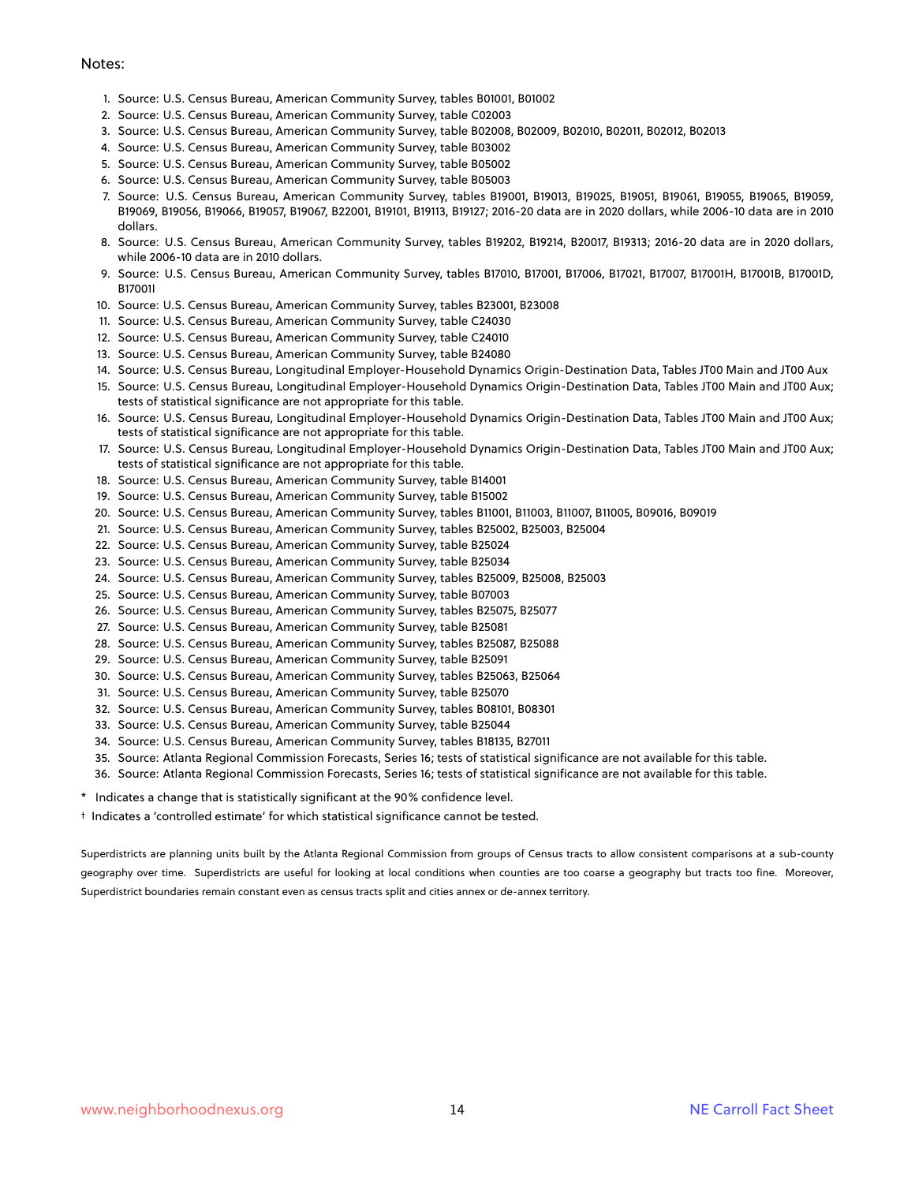Notes:

1. Source: U.S. Census Bureau, American Community Survey, tables B01001, B01002
2. Source: U.S. Census Bureau, American Community Survey, table C02003
3. Source: U.S. Census Bureau, American Community Survey, table B02008, B02009, B02010, B02011, B02012, B02013
4. Source: U.S. Census Bureau, American Community Survey, table B03002
5. Source: U.S. Census Bureau, American Community Survey, table B05002
6. Source: U.S. Census Bureau, American Community Survey, table B05003
7. Source: U.S. Census Bureau, American Community Survey, tables B19001, B19013, B19025, B19051, B19061, B19055, B19065, B19059, B19069, B19056, B19066, B19057, B19067, B22001, B19101, B19113, B19127; 2016-20 data are in 2020 dollars, while 2006-10 data are in 2010 dollars.
8. Source: U.S. Census Bureau, American Community Survey, tables B19202, B19214, B20017, B19313; 2016-20 data are in 2020 dollars, while 2006-10 data are in 2010 dollars.
9. Source: U.S. Census Bureau, American Community Survey, tables B17010, B17001, B17006, B17021, B17007, B17001H, B17001B, B17001D, B17001I
10. Source: U.S. Census Bureau, American Community Survey, tables B23001, B23008
11. Source: U.S. Census Bureau, American Community Survey, table C24030
12. Source: U.S. Census Bureau, American Community Survey, table C24010
13. Source: U.S. Census Bureau, American Community Survey, table B24080
14. Source: U.S. Census Bureau, Longitudinal Employer-Household Dynamics Origin-Destination Data, Tables JT00 Main and JT00 Aux
15. Source: U.S. Census Bureau, Longitudinal Employer-Household Dynamics Origin-Destination Data, Tables JT00 Main and JT00 Aux; tests of statistical significance are not appropriate for this table.
16. Source: U.S. Census Bureau, Longitudinal Employer-Household Dynamics Origin-Destination Data, Tables JT00 Main and JT00 Aux; tests of statistical significance are not appropriate for this table.
17. Source: U.S. Census Bureau, Longitudinal Employer-Household Dynamics Origin-Destination Data, Tables JT00 Main and JT00 Aux; tests of statistical significance are not appropriate for this table.
18. Source: U.S. Census Bureau, American Community Survey, table B14001
19. Source: U.S. Census Bureau, American Community Survey, table B15002
20. Source: U.S. Census Bureau, American Community Survey, tables B11001, B11003, B11007, B11005, B09016, B09019
21. Source: U.S. Census Bureau, American Community Survey, tables B25002, B25003, B25004
22. Source: U.S. Census Bureau, American Community Survey, table B25024
23. Source: U.S. Census Bureau, American Community Survey, table B25034
24. Source: U.S. Census Bureau, American Community Survey, tables B25009, B25008, B25003
25. Source: U.S. Census Bureau, American Community Survey, table B07003
26. Source: U.S. Census Bureau, American Community Survey, tables B25075, B25077
27. Source: U.S. Census Bureau, American Community Survey, table B25081
28. Source: U.S. Census Bureau, American Community Survey, tables B25087, B25088
29. Source: U.S. Census Bureau, American Community Survey, table B25091
30. Source: U.S. Census Bureau, American Community Survey, tables B25063, B25064
31. Source: U.S. Census Bureau, American Community Survey, table B25070
32. Source: U.S. Census Bureau, American Community Survey, tables B08101, B08301
33. Source: U.S. Census Bureau, American Community Survey, table B25044
34. Source: U.S. Census Bureau, American Community Survey, tables B18135, B27011
35. Source: Atlanta Regional Commission Forecasts, Series 16; tests of statistical significance are not available for this table.
36. Source: Atlanta Regional Commission Forecasts, Series 16; tests of statistical significance are not available for this table.

\* Indicates a change that is statistically significant at the 90% confidence level.

† Indicates a 'controlled estimate' for which statistical significance cannot be tested.

Superdistricts are planning units built by the Atlanta Regional Commission from groups of Census tracts to allow consistent comparisons at a sub-county geography over time. Superdistricts are useful for looking at local conditions when counties are too coarse a geography but tracts too fine. Moreover, Superdistrict boundaries remain constant even as census tracts split and cities annex or de-annex territory.